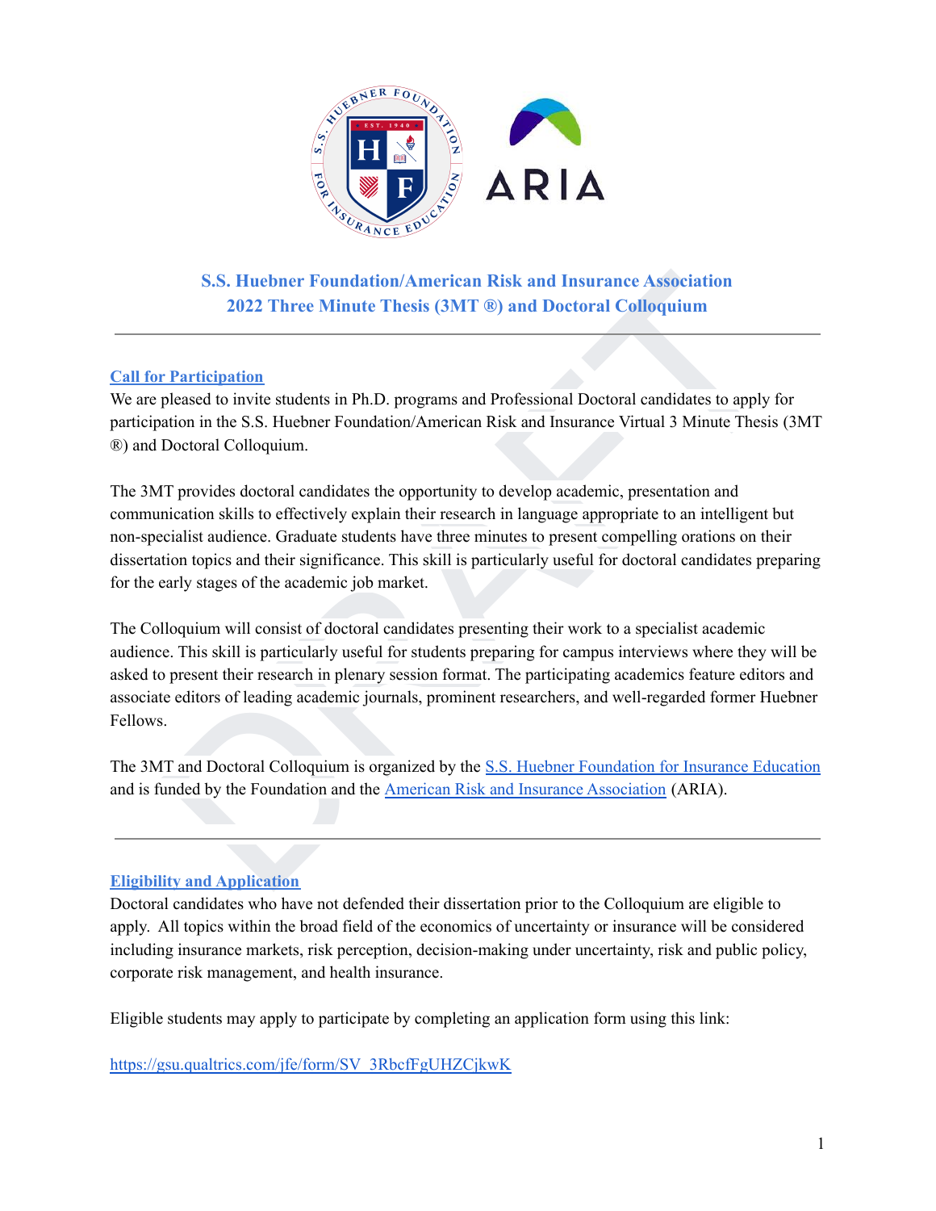# S.S. Huebner Foundation/American Risk and Insurance Association 2022 Three Minute Thesis (3MT ®) and Doctoral Colloquium

## Call for Participation

We are pleased to invite students in Ph.D. programs and Professional Doctoral candidates to apply for participation in the S.S. Huebner Foundation/American Risk and Insurance Virtual 3 Minute Thesis (3MT ®) and Doctoral Colloquium.

The 3MT provides doctoral candidates the opportunity to develop academic, presentation and communication skills to effectively explain their research in language appropriate to an intelligent but non-specialist audience. Graduate students have three minutes to present compelling orations on their dissertation topics and their significance. This skill is particularly useful for doctoral candidates preparing for the early stages of the academic job market.

The Colloquium will consist of doctoral candidates presenting their work to a specialist academic audience. This skill is particularly useful for students preparing for campus interviews where they will be asked to present their research in plenary session format. The participating academics feature editors and associate editors of leading academic journals, prominent researchers, and well-regarded former Huebner Fellows.

The 3MT and Doctoral Colloquium is organized by the S.S. Huebner Foundation for Insurance Education and is funded by the Foundation and the American Risk and Insurance Association (ARIA).

## Eligibility and Application

Doctoral candidates who have not defended their dissertation prior to the Colloquium are eligible to apply. All topics within the broad field of the economics of uncertainty or insurance will be considered including insurance markets, risk perception, decision-making under uncertainty, risk and public policy, corporate risk management, and health insurance.

Eligible students may apply to participate by completing an application form using this link:

https://gsu.qualtrics.com/jfe/form/SV_3RbcfFgUHZCjkwK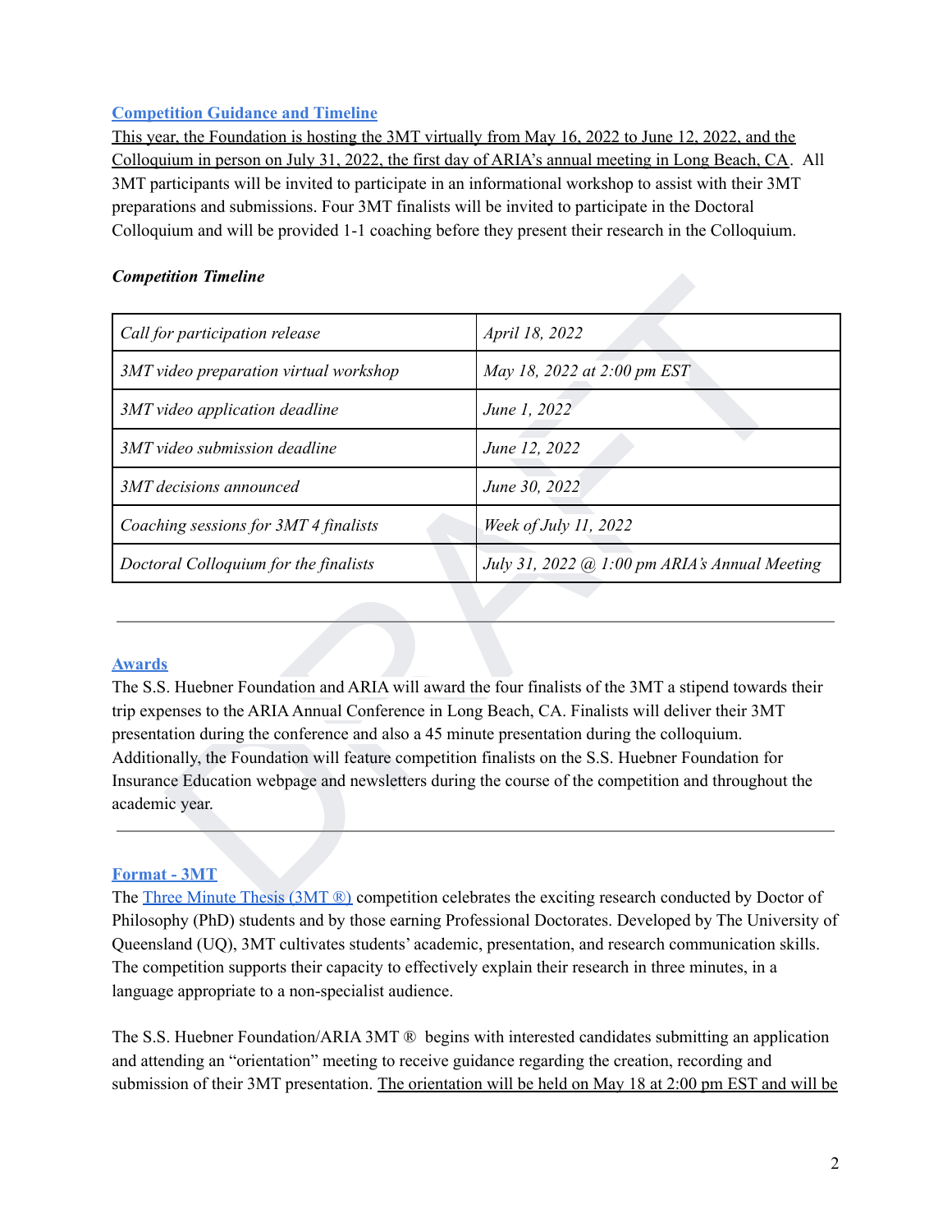## Competition Guidance and Timeline

This year, the Foundation is hosting the 3MT virtually from May 16, 2022 to June 12, 2022, and the Colloquium in person on July 31, 2022, the first day of ARIA's annual meeting in Long Beach, CA. All 3MT participants will be invited to participate in an informational workshop to assist with their 3MT preparations and submissions. Four 3MT finalists will be invited to participate in the Doctoral Colloquium and will be provided 1-1 coaching before they present their research in the Colloquium.

***Competition Timeline***

| | |
|---|---|
| *Call for participation release* | *April 18, 2022* |
| *3MT video preparation virtual workshop* | *May 18, 2022 at 2:00 pm EST* |
| *3MT video application deadline* | *June 1, 2022* |
| *3MT video submission deadline* | *June 12, 2022* |
| *3MT decisions announced* | *June 30, 2022* |
| *Coaching sessions for 3MT 4 finalists* | *Week of July 11, 2022* |
| *Doctoral Colloquium for the finalists* | *July 31, 2022 @ 1:00 pm ARIA's Annual Meeting* |

---

## Awards

The S.S. Huebner Foundation and ARIA will award the four finalists of the 3MT a stipend towards their trip expenses to the ARIA Annual Conference in Long Beach, CA. Finalists will deliver their 3MT presentation during the conference and also a 45 minute presentation during the colloquium. Additionally, the Foundation will feature competition finalists on the S.S. Huebner Foundation for Insurance Education webpage and newsletters during the course of the competition and throughout the academic year.

---

## Format - 3MT

The Three Minute Thesis (3MT ®) competition celebrates the exciting research conducted by Doctor of Philosophy (PhD) students and by those earning Professional Doctorates. Developed by The University of Queensland (UQ), 3MT cultivates students' academic, presentation, and research communication skills. The competition supports their capacity to effectively explain their research in three minutes, in a language appropriate to a non-specialist audience.

The S.S. Huebner Foundation/ARIA 3MT ® begins with interested candidates submitting an application and attending an "orientation" meeting to receive guidance regarding the creation, recording and submission of their 3MT presentation. The orientation will be held on May 18 at 2:00 pm EST and will be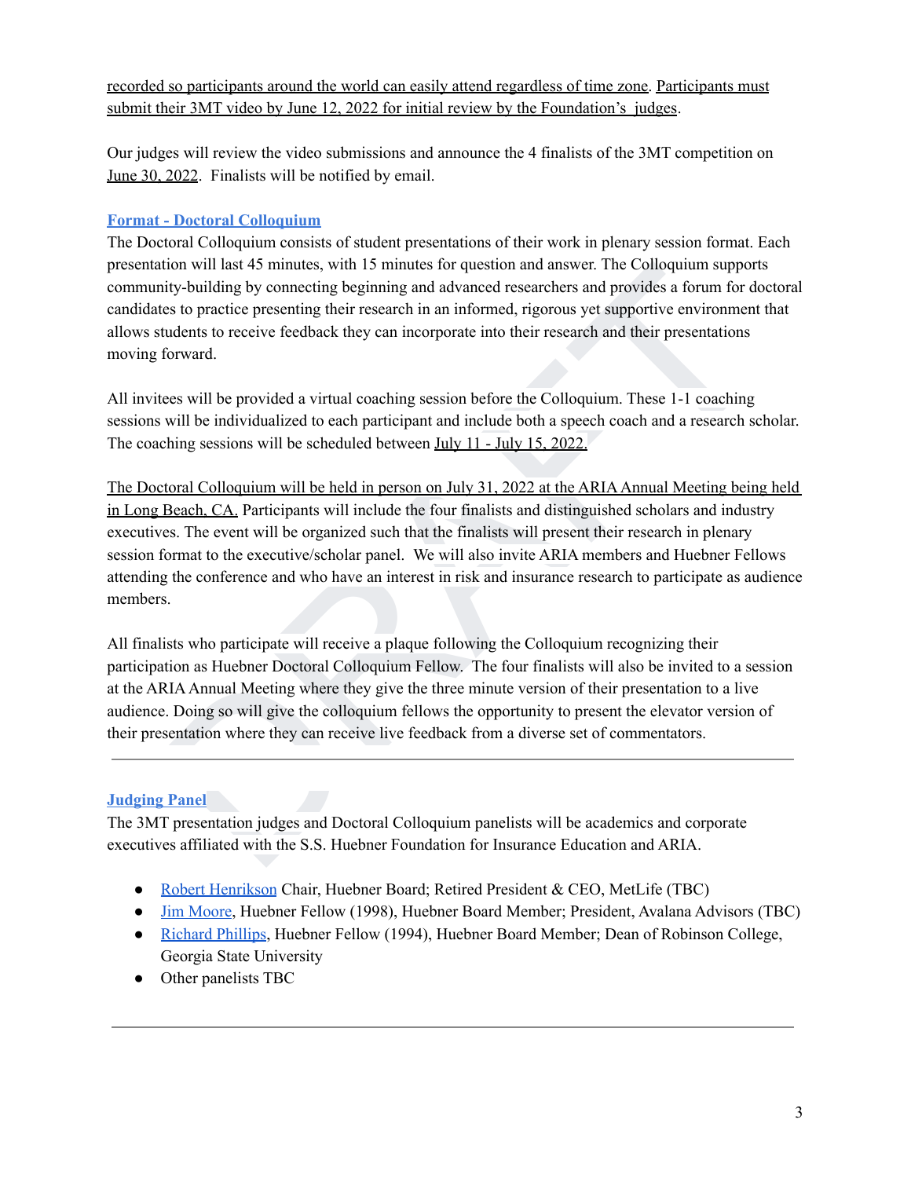recorded so participants around the world can easily attend regardless of time zone. Participants must submit their 3MT video by June 12, 2022 for initial review by the Foundation's judges.

Our judges will review the video submissions and announce the 4 finalists of the 3MT competition on June 30, 2022. Finalists will be notified by email.

### Format - Doctoral Colloquium

The Doctoral Colloquium consists of student presentations of their work in plenary session format. Each presentation will last 45 minutes, with 15 minutes for question and answer. The Colloquium supports community-building by connecting beginning and advanced researchers and provides a forum for doctoral candidates to practice presenting their research in an informed, rigorous yet supportive environment that allows students to receive feedback they can incorporate into their research and their presentations moving forward.

All invitees will be provided a virtual coaching session before the Colloquium. These 1-1 coaching sessions will be individualized to each participant and include both a speech coach and a research scholar. The coaching sessions will be scheduled between July 11 - July 15, 2022.

The Doctoral Colloquium will be held in person on July 31, 2022 at the ARIA Annual Meeting being held in Long Beach, CA. Participants will include the four finalists and distinguished scholars and industry executives. The event will be organized such that the finalists will present their research in plenary session format to the executive/scholar panel. We will also invite ARIA members and Huebner Fellows attending the conference and who have an interest in risk and insurance research to participate as audience members.

All finalists who participate will receive a plaque following the Colloquium recognizing their participation as Huebner Doctoral Colloquium Fellow. The four finalists will also be invited to a session at the ARIA Annual Meeting where they give the three minute version of their presentation to a live audience. Doing so will give the colloquium fellows the opportunity to present the elevator version of their presentation where they can receive live feedback from a diverse set of commentators.

---

### Judging Panel

The 3MT presentation judges and Doctoral Colloquium panelists will be academics and corporate executives affiliated with the S.S. Huebner Foundation for Insurance Education and ARIA.

- Robert Henrikson Chair, Huebner Board; Retired President & CEO, MetLife (TBC)
- Jim Moore, Huebner Fellow (1998), Huebner Board Member; President, Avalana Advisors (TBC)
- Richard Phillips, Huebner Fellow (1994), Huebner Board Member; Dean of Robinson College, Georgia State University
- Other panelists TBC

---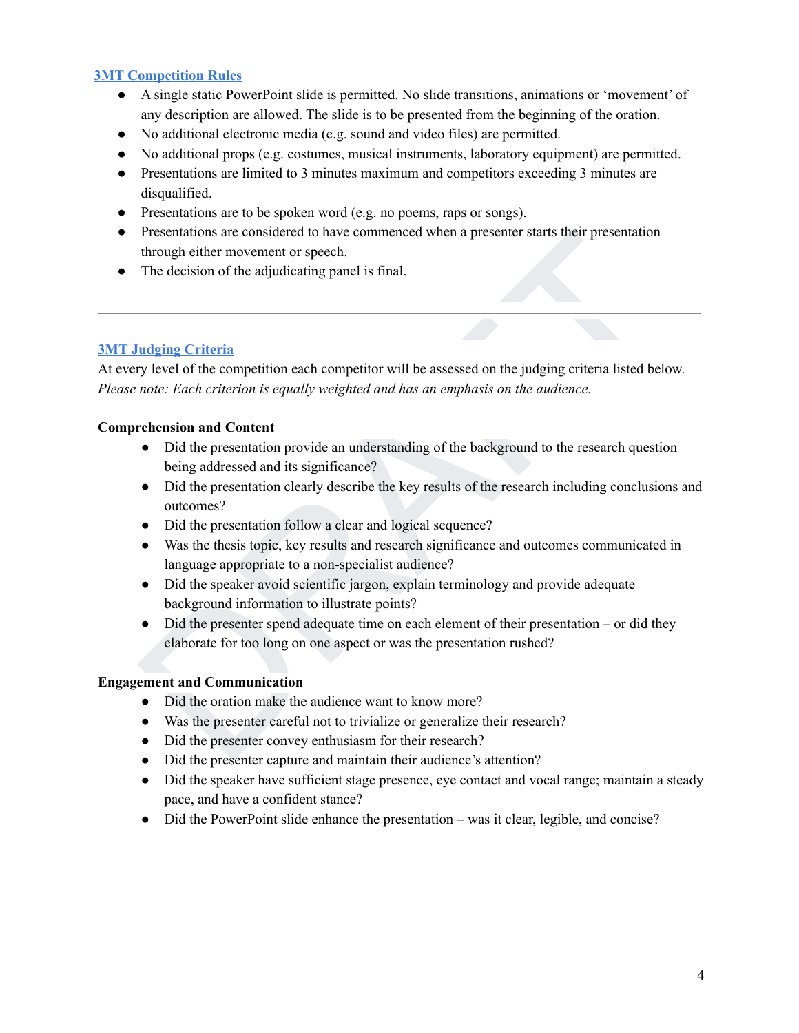## [3MT Competition Rules]

- A single static PowerPoint slide is permitted. No slide transitions, animations or 'movement' of any description are allowed. The slide is to be presented from the beginning of the oration.
- No additional electronic media (e.g. sound and video files) are permitted.
- No additional props (e.g. costumes, musical instruments, laboratory equipment) are permitted.
- Presentations are limited to 3 minutes maximum and competitors exceeding 3 minutes are disqualified.
- Presentations are to be spoken word (e.g. no poems, raps or songs).
- Presentations are considered to have commenced when a presenter starts their presentation through either movement or speech.
- The decision of the adjudicating panel is final.

---

## [3MT Judging Criteria]

At every level of the competition each competitor will be assessed on the judging criteria listed below.
*Please note: Each criterion is equally weighted and has an emphasis on the audience.*

**Comprehension and Content**

- Did the presentation provide an understanding of the background to the research question being addressed and its significance?
- Did the presentation clearly describe the key results of the research including conclusions and outcomes?
- Did the presentation follow a clear and logical sequence?
- Was the thesis topic, key results and research significance and outcomes communicated in language appropriate to a non-specialist audience?
- Did the speaker avoid scientific jargon, explain terminology and provide adequate background information to illustrate points?
- Did the presenter spend adequate time on each element of their presentation – or did they elaborate for too long on one aspect or was the presentation rushed?

**Engagement and Communication**

- Did the oration make the audience want to know more?
- Was the presenter careful not to trivialize or generalize their research?
- Did the presenter convey enthusiasm for their research?
- Did the presenter capture and maintain their audience's attention?
- Did the speaker have sufficient stage presence, eye contact and vocal range; maintain a steady pace, and have a confident stance?
- Did the PowerPoint slide enhance the presentation – was it clear, legible, and concise?